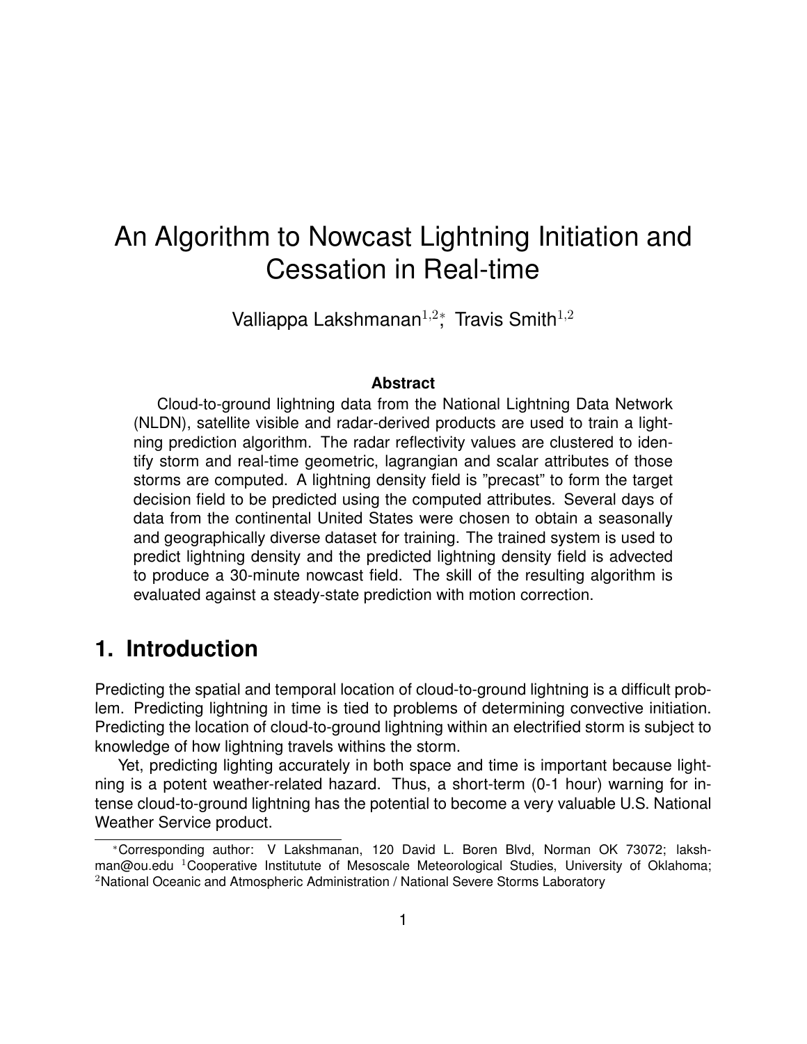# An Algorithm to Nowcast Lightning Initiation and Cessation in Real-time

Valliappa Lakshmanan[1,2]*; Travis Smith[1,2]

### Abstract

Cloud-to-ground lightning data from the National Lightning Data Network (NLDN), satellite visible and radar-derived products are used to train a lightning prediction algorithm. The radar reflectivity values are clustered to identify storm and real-time geometric, lagrangian and scalar attributes of those storms are computed. A lightning density field is "precast" to form the target decision field to be predicted using the computed attributes. Several days of data from the continental United States were chosen to obtain a seasonally and geographically diverse dataset for training. The trained system is used to predict lightning density and the predicted lightning density field is advected to produce a 30-minute nowcast field. The skill of the resulting algorithm is evaluated against a steady-state prediction with motion correction.

## 1. Introduction

Predicting the spatial and temporal location of cloud-to-ground lightning is a difficult problem. Predicting lightning in time is tied to problems of determining convective initiation. Predicting the location of cloud-to-ground lightning within an electrified storm is subject to knowledge of how lightning travels withins the storm.

Yet, predicting lighting accurately in both space and time is important because lightning is a potent weather-related hazard. Thus, a short-term (0-1 hour) warning for intense cloud-to-ground lightning has the potential to become a very valuable U.S. National Weather Service product.

*Corresponding author: V Lakshmanan, 120 David L. Boren Blvd, Norman OK 73072; lakshman@ou.edu [1]Cooperative Institutute of Mesoscale Meteorological Studies, University of Oklahoma; [2]National Oceanic and Atmospheric Administration / National Severe Storms Laboratory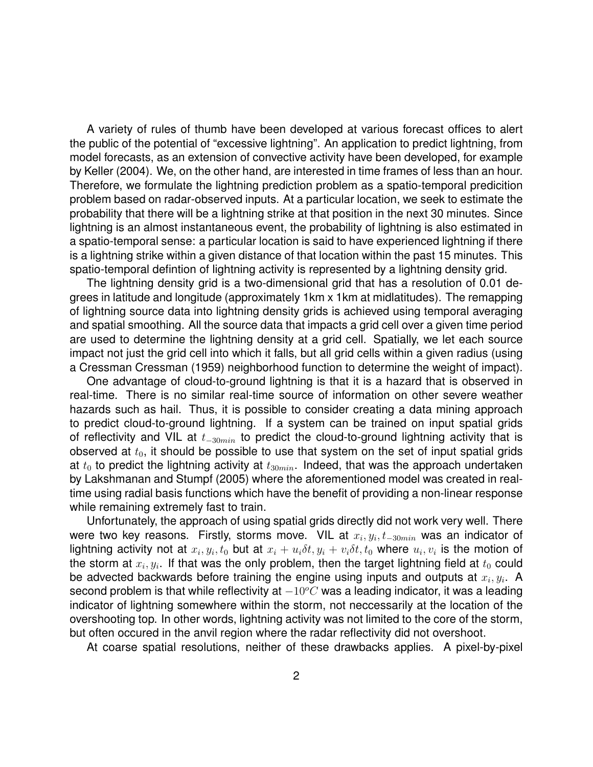A variety of rules of thumb have been developed at various forecast offices to alert the public of the potential of "excessive lightning". An application to predict lightning, from model forecasts, as an extension of convective activity have been developed, for example by Keller (2004). We, on the other hand, are interested in time frames of less than an hour. Therefore, we formulate the lightning prediction problem as a spatio-temporal predicition problem based on radar-observed inputs. At a particular location, we seek to estimate the probability that there will be a lightning strike at that position in the next 30 minutes. Since lightning is an almost instantaneous event, the probability of lightning is also estimated in a spatio-temporal sense: a particular location is said to have experienced lightning if there is a lightning strike within a given distance of that location within the past 15 minutes. This spatio-temporal defintion of lightning activity is represented by a lightning density grid.

The lightning density grid is a two-dimensional grid that has a resolution of 0.01 degrees in latitude and longitude (approximately 1km x 1km at midlatitudes). The remapping of lightning source data into lightning density grids is achieved using temporal averaging and spatial smoothing. All the source data that impacts a grid cell over a given time period are used to determine the lightning density at a grid cell. Spatially, we let each source impact not just the grid cell into which it falls, but all grid cells within a given radius (using a Cressman Cressman (1959) neighborhood function to determine the weight of impact).

One advantage of cloud-to-ground lightning is that it is a hazard that is observed in real-time. There is no similar real-time source of information on other severe weather hazards such as hail. Thus, it is possible to consider creating a data mining approach to predict cloud-to-ground lightning. If a system can be trained on input spatial grids of reflectivity and VIL at $t_{-30min}$ to predict the cloud-to-ground lightning activity that is observed at $t_0$, it should be possible to use that system on the set of input spatial grids at $t_0$ to predict the lightning activity at $t_{30min}$. Indeed, that was the approach undertaken by Lakshmanan and Stumpf (2005) where the aforementioned model was created in real-time using radial basis functions which have the benefit of providing a non-linear response while remaining extremely fast to train.

Unfortunately, the approach of using spatial grids directly did not work very well. There were two key reasons. Firstly, storms move. VIL at $x_i, y_i, t_{-30min}$ was an indicator of lightning activity not at $x_i, y_i, t_0$ but at $x_i + u_i\delta t, y_i + v_i\delta t, t_0$ where $u_i, v_i$ is the motion of the storm at $x_i, y_i$. If that was the only problem, then the target lightning field at $t_0$ could be advected backwards before training the engine using inputs and outputs at $x_i, y_i$. A second problem is that while reflectivity at $-10^oC$ was a leading indicator, it was a leading indicator of lightning somewhere within the storm, not neccessarily at the location of the overshooting top. In other words, lightning activity was not limited to the core of the storm, but often occured in the anvil region where the radar reflectivity did not overshoot.

At coarse spatial resolutions, neither of these drawbacks applies. A pixel-by-pixel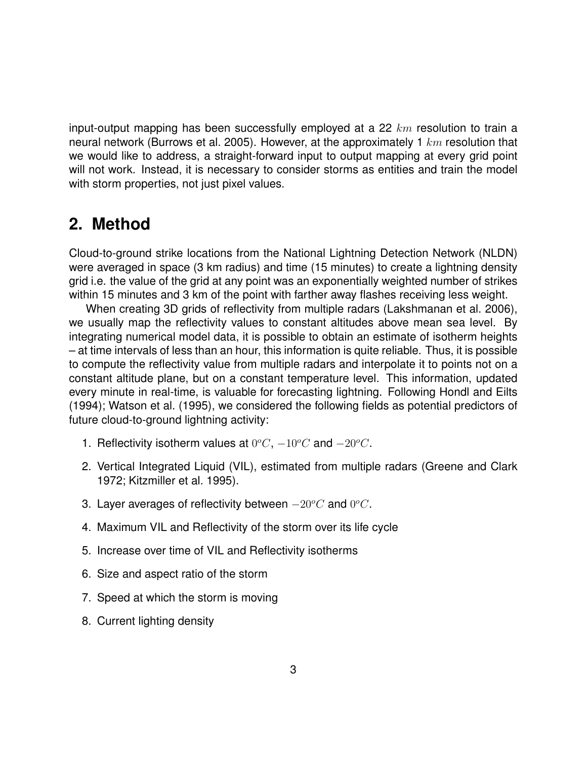input-output mapping has been successfully employed at a 22 $km$ resolution to train a neural network (Burrows et al. 2005). However, at the approximately 1 $km$ resolution that we would like to address, a straight-forward input to output mapping at every grid point will not work. Instead, it is necessary to consider storms as entities and train the model with storm properties, not just pixel values.

## 2. Method

Cloud-to-ground strike locations from the National Lightning Detection Network (NLDN) were averaged in space (3 km radius) and time (15 minutes) to create a lightning density grid i.e. the value of the grid at any point was an exponentially weighted number of strikes within 15 minutes and 3 km of the point with farther away flashes receiving less weight.

When creating 3D grids of reflectivity from multiple radars (Lakshmanan et al. 2006), we usually map the reflectivity values to constant altitudes above mean sea level. By integrating numerical model data, it is possible to obtain an estimate of isotherm heights – at time intervals of less than an hour, this information is quite reliable. Thus, it is possible to compute the reflectivity value from multiple radars and interpolate it to points not on a constant altitude plane, but on a constant temperature level. This information, updated every minute in real-time, is valuable for forecasting lightning. Following Hondl and Eilts (1994); Watson et al. (1995), we considered the following fields as potential predictors of future cloud-to-ground lightning activity:

1. Reflectivity isotherm values at $0^oC$, $-10^oC$ and $-20^oC$.
2. Vertical Integrated Liquid (VIL), estimated from multiple radars (Greene and Clark 1972; Kitzmiller et al. 1995).
3. Layer averages of reflectivity between $-20^oC$ and $0^oC$.
4. Maximum VIL and Reflectivity of the storm over its life cycle
5. Increase over time of VIL and Reflectivity isotherms
6. Size and aspect ratio of the storm
7. Speed at which the storm is moving
8. Current lighting density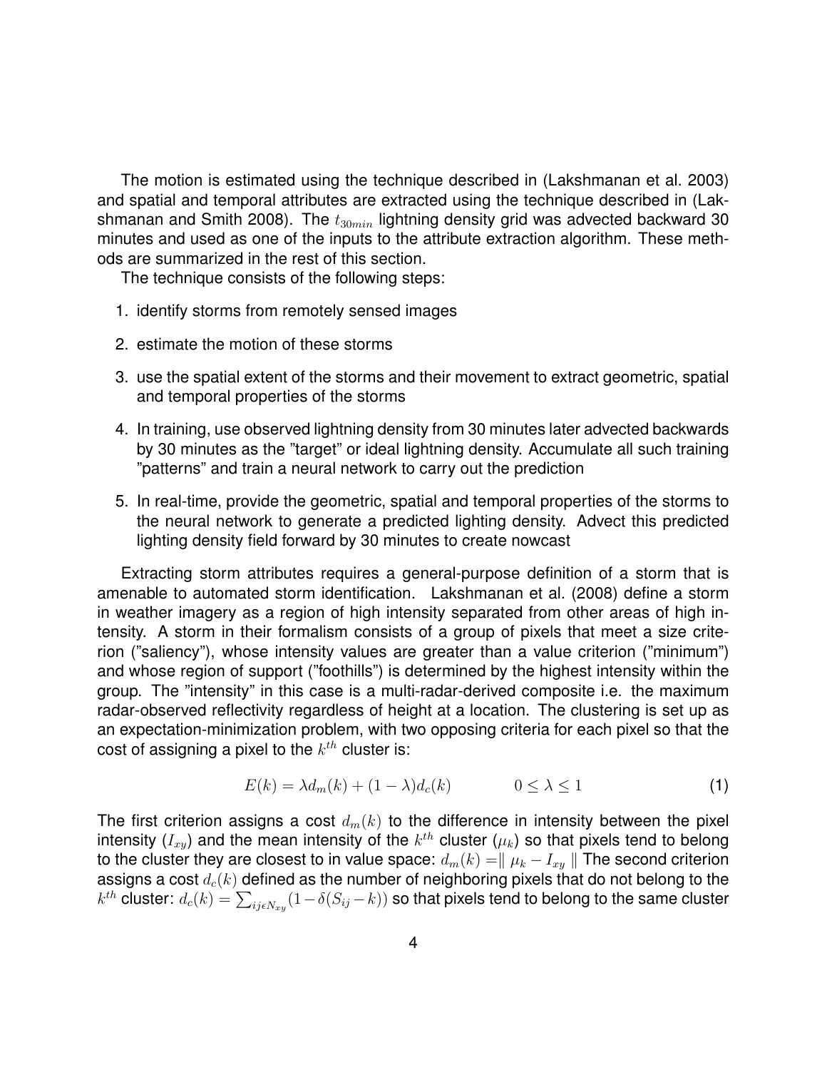The motion is estimated using the technique described in (Lakshmanan et al. 2003) and spatial and temporal attributes are extracted using the technique described in (Lakshmanan and Smith 2008). The $t_{30min}$ lightning density grid was advected backward 30 minutes and used as one of the inputs to the attribute extraction algorithm. These methods are summarized in the rest of this section.

The technique consists of the following steps:

1. identify storms from remotely sensed images
2. estimate the motion of these storms
3. use the spatial extent of the storms and their movement to extract geometric, spatial and temporal properties of the storms
4. In training, use observed lightning density from 30 minutes later advected backwards by 30 minutes as the "target" or ideal lightning density. Accumulate all such training "patterns" and train a neural network to carry out the prediction
5. In real-time, provide the geometric, spatial and temporal properties of the storms to the neural network to generate a predicted lighting density. Advect this predicted lighting density field forward by 30 minutes to create nowcast

Extracting storm attributes requires a general-purpose definition of a storm that is amenable to automated storm identification. Lakshmanan et al. (2008) define a storm in weather imagery as a region of high intensity separated from other areas of high intensity. A storm in their formalism consists of a group of pixels that meet a size criterion ("saliency"), whose intensity values are greater than a value criterion ("minimum") and whose region of support ("foothills") is determined by the highest intensity within the group. The "intensity" in this case is a multi-radar-derived composite i.e. the maximum radar-observed reflectivity regardless of height at a location. The clustering is set up as an expectation-minimization problem, with two opposing criteria for each pixel so that the cost of assigning a pixel to the $k^{th}$ cluster is:

$$E(k) = \lambda d_m(k) + (1 - \lambda) d_c(k) \qquad 0 \leq \lambda \leq 1 \tag{1}$$

The first criterion assigns a cost $d_m(k)$ to the difference in intensity between the pixel intensity ($I_{xy}$) and the mean intensity of the $k^{th}$ cluster ($\mu_k$) so that pixels tend to belong to the cluster they are closest to in value space: $d_m(k) = \| \mu_k - I_{xy} \|$ The second criterion assigns a cost $d_c(k)$ defined as the number of neighboring pixels that do not belong to the $k^{th}$ cluster: $d_c(k) = \sum_{ij \epsilon N_{xy}} (1 - \delta(S_{ij} - k))$ so that pixels tend to belong to the same cluster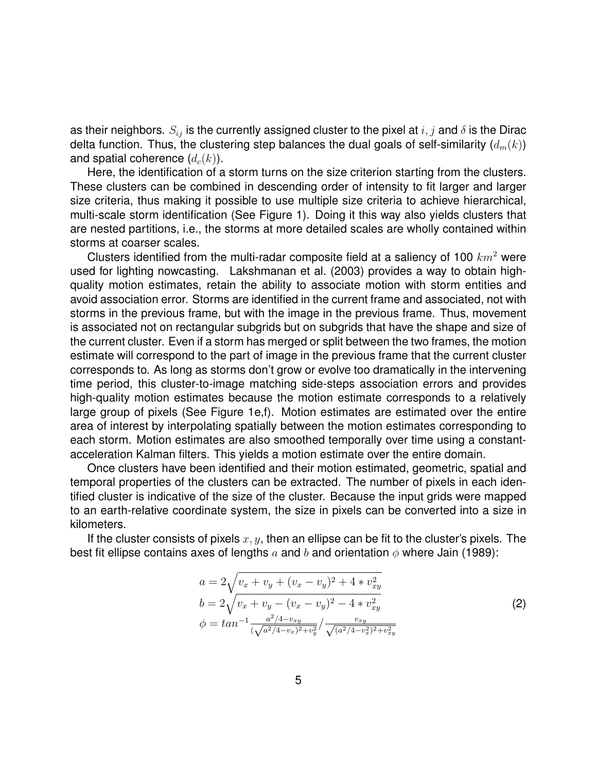as their neighbors. $S_{ij}$ is the currently assigned cluster to the pixel at $i, j$ and $\delta$ is the Dirac delta function. Thus, the clustering step balances the dual goals of self-similarity ($d_m(k)$) and spatial coherence ($d_c(k)$).

Here, the identification of a storm turns on the size criterion starting from the clusters. These clusters can be combined in descending order of intensity to fit larger and larger size criteria, thus making it possible to use multiple size criteria to achieve hierarchical, multi-scale storm identification (See Figure 1). Doing it this way also yields clusters that are nested partitions, i.e., the storms at more detailed scales are wholly contained within storms at coarser scales.

Clusters identified from the multi-radar composite field at a saliency of 100 $km^2$ were used for lighting nowcasting. Lakshmanan et al. (2003) provides a way to obtain high-quality motion estimates, retain the ability to associate motion with storm entities and avoid association error. Storms are identified in the current frame and associated, not with storms in the previous frame, but with the image in the previous frame. Thus, movement is associated not on rectangular subgrids but on subgrids that have the shape and size of the current cluster. Even if a storm has merged or split between the two frames, the motion estimate will correspond to the part of image in the previous frame that the current cluster corresponds to. As long as storms don't grow or evolve too dramatically in the intervening time period, this cluster-to-image matching side-steps association errors and provides high-quality motion estimates because the motion estimate corresponds to a relatively large group of pixels (See Figure 1e,f). Motion estimates are estimated over the entire area of interest by interpolating spatially between the motion estimates corresponding to each storm. Motion estimates are also smoothed temporally over time using a constant-acceleration Kalman filters. This yields a motion estimate over the entire domain.

Once clusters have been identified and their motion estimated, geometric, spatial and temporal properties of the clusters can be extracted. The number of pixels in each identified cluster is indicative of the size of the cluster. Because the input grids were mapped to an earth-relative coordinate system, the size in pixels can be converted into a size in kilometers.

If the cluster consists of pixels $x, y$, then an ellipse can be fit to the cluster's pixels. The best fit ellipse contains axes of lengths $a$ and $b$ and orientation $\phi$ where Jain (1989):

$$
\begin{aligned}
a &= 2\sqrt{v_x + v_y + (v_x - v_y)^2 + 4 * v_{xy}^2} \\
b &= 2\sqrt{v_x + v_y - (v_x - v_y)^2 - 4 * v_{xy}^2} \\
\phi &= tan^{-1} \frac{a^2/4 - v_{xy}}{(\sqrt{a^2/4 - v_x})^2 + v_y^2} / \frac{v_{xy}}{\sqrt{(a^2/4 - v_x^2)^2 + v_{xy}^2}}
\end{aligned}
\tag{2}
$$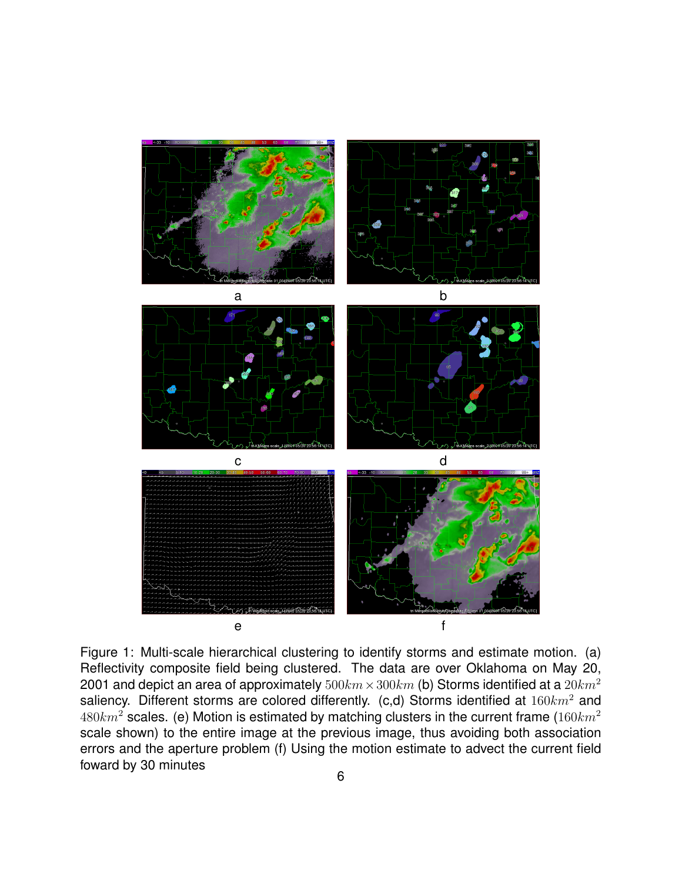a

b

c

d

e

f

Figure 1: Multi-scale hierarchical clustering to identify storms and estimate motion. (a) Reflectivity composite field being clustered. The data are over Oklahoma on May 20, 2001 and depict an area of approximately $500km \times 300km$ (b) Storms identified at a $20km^2$ saliency. Different storms are colored differently. (c,d) Storms identified at $160km^2$ and $480km^2$ scales. (e) Motion is estimated by matching clusters in the current frame ($160km^2$ scale shown) to the entire image at the previous image, thus avoiding both association errors and the aperture problem (f) Using the motion estimate to advect the current field foward by 30 minutes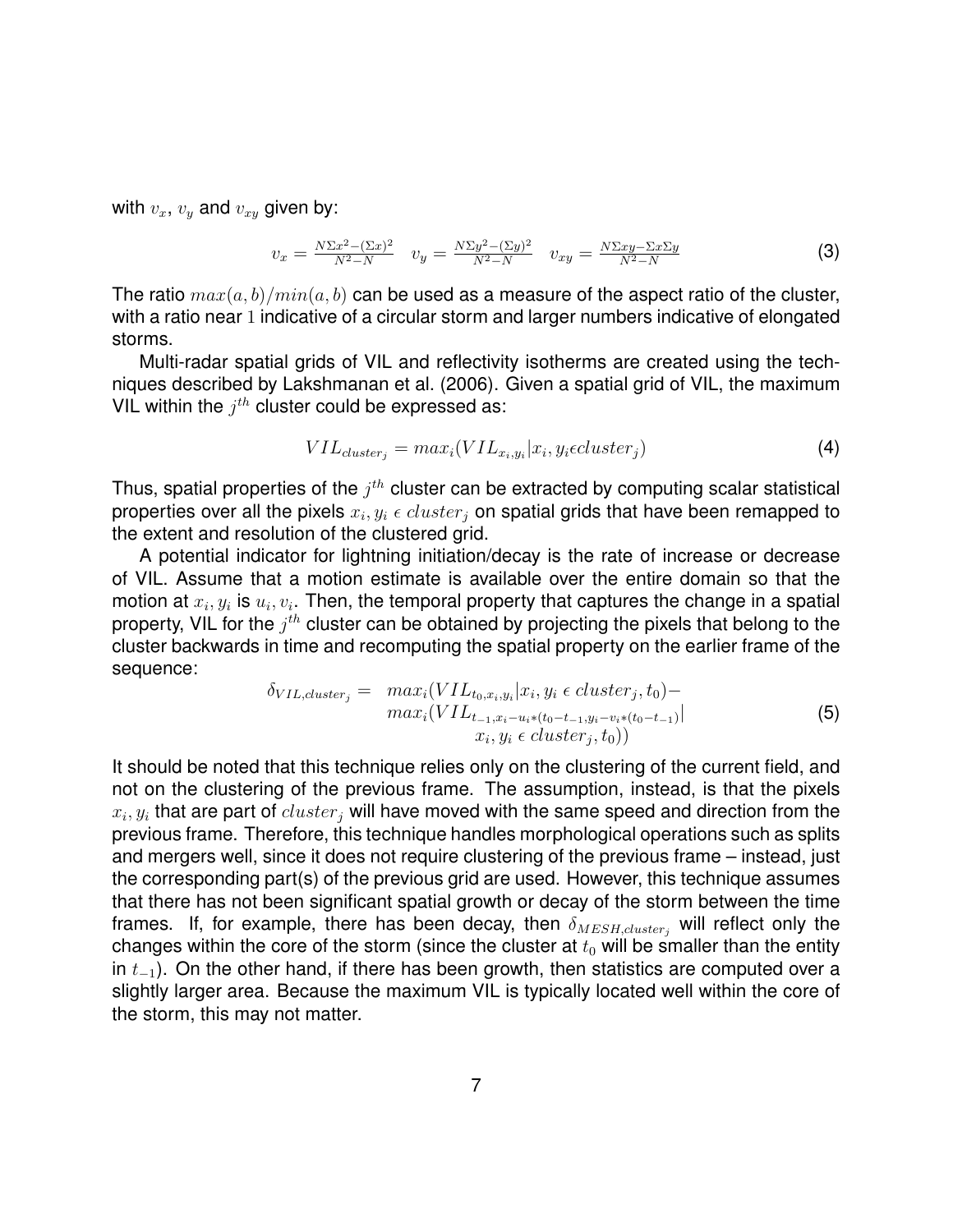with $v_x$, $v_y$ and $v_{xy}$ given by:

$$v_x = \frac{N\Sigma x^2 - (\Sigma x)^2}{N^2 - N} \quad v_y = \frac{N\Sigma y^2 - (\Sigma y)^2}{N^2 - N} \quad v_{xy} = \frac{N\Sigma xy - \Sigma x \Sigma y}{N^2 - N} \tag{3}$$

The ratio $max(a, b)/min(a, b)$ can be used as a measure of the aspect ratio of the cluster, with a ratio near $1$ indicative of a circular storm and larger numbers indicative of elongated storms.

Multi-radar spatial grids of VIL and reflectivity isotherms are created using the techniques described by Lakshmanan et al. (2006). Given a spatial grid of VIL, the maximum VIL within the $j^{th}$ cluster could be expressed as:

$$VIL_{cluster_j} = max_i(VIL_{x_i,y_i} | x_i, y_i \epsilon cluster_j) \tag{4}$$

Thus, spatial properties of the $j^{th}$ cluster can be extracted by computing scalar statistical properties over all the pixels $x_i, y_i \; \epsilon \; cluster_j$ on spatial grids that have been remapped to the extent and resolution of the clustered grid.

A potential indicator for lightning initiation/decay is the rate of increase or decrease of VIL. Assume that a motion estimate is available over the entire domain so that the motion at $x_i, y_i$ is $u_i, v_i$. Then, the temporal property that captures the change in a spatial property, VIL for the $j^{th}$ cluster can be obtained by projecting the pixels that belong to the cluster backwards in time and recomputing the spatial property on the earlier frame of the sequence:

$$\begin{aligned} \delta_{VIL,cluster_j} = \;& max_i(VIL_{t_0,x_i,y_i} | x_i, y_i \; \epsilon \; cluster_j, t_0) - \\ & max_i(VIL_{t_{-1},x_i - u_i*(t_0 - t_{-1}), y_i - v_i*(t_0 - t_{-1})} | \\ & \quad x_i, y_i \; \epsilon \; cluster_j, t_0)) \end{aligned} \tag{5}$$

It should be noted that this technique relies only on the clustering of the current field, and not on the clustering of the previous frame. The assumption, instead, is that the pixels $x_i, y_i$ that are part of $cluster_j$ will have moved with the same speed and direction from the previous frame. Therefore, this technique handles morphological operations such as splits and mergers well, since it does not require clustering of the previous frame – instead, just the corresponding part(s) of the previous grid are used. However, this technique assumes that there has not been significant spatial growth or decay of the storm between the time frames. If, for example, there has been decay, then $\delta_{MESH,cluster_j}$ will reflect only the changes within the core of the storm (since the cluster at $t_0$ will be smaller than the entity in $t_{-1}$). On the other hand, if there has been growth, then statistics are computed over a slightly larger area. Because the maximum VIL is typically located well within the core of the storm, this may not matter.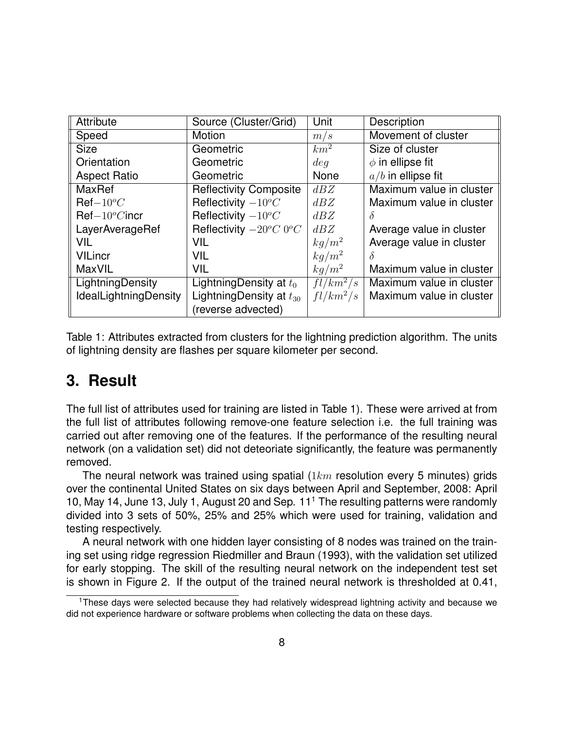| Attribute | Source (Cluster/Grid) | Unit | Description |
| --- | --- | --- | --- |
| Speed | Motion | $m/s$ | Movement of cluster |
| Size | Geometric | $km^2$ | Size of cluster |
| Orientation | Geometric | $deg$ | $\phi$ in ellipse fit |
| Aspect Ratio | Geometric | None | $a/b$ in ellipse fit |
| MaxRef | Reflectivity Composite | $dBZ$ | Maximum value in cluster |
| Ref$-10^oC$ | Reflectivity $-10^oC$ | $dBZ$ | Maximum value in cluster |
| Ref$-10^oC$incr | Reflectivity $-10^oC$ | $dBZ$ | $\delta$ |
| LayerAverageRef | Reflectivity $-20^oC$ $0^oC$ | $dBZ$ | Average value in cluster |
| VIL | VIL | $kg/m^2$ | Average value in cluster |
| VILincr | VIL | $kg/m^2$ | $\delta$ |
| MaxVIL | VIL | $kg/m^2$ | Maximum value in cluster |
| LightningDensity | LightningDensity at $t_0$ | $fl/km^2/s$ | Maximum value in cluster |
| IdealLightningDensity | LightningDensity at $t_{30}$ (reverse advected) | $fl/km^2/s$ | Maximum value in cluster |

Table 1: Attributes extracted from clusters for the lightning prediction algorithm. The units of lightning density are flashes per square kilometer per second.

# 3. Result

The full list of attributes used for training are listed in Table 1). These were arrived at from the full list of attributes following remove-one feature selection i.e. the full training was carried out after removing one of the features. If the performance of the resulting neural network (on a validation set) did not deteoriate significantly, the feature was permanently removed.

The neural network was trained using spatial ($1km$ resolution every 5 minutes) grids over the continental United States on six days between April and September, 2008: April 10, May 14, June 13, July 1, August 20 and Sep. 11[1] The resulting patterns were randomly divided into 3 sets of 50%, 25% and 25% which were used for training, validation and testing respectively.

A neural network with one hidden layer consisting of 8 nodes was trained on the training set using ridge regression Riedmiller and Braun (1993), with the validation set utilized for early stopping. The skill of the resulting neural network on the independent test set is shown in Figure 2. If the output of the trained neural network is thresholded at 0.41,

[1] These days were selected because they had relatively widespread lightning activity and because we did not experience hardware or software problems when collecting the data on these days.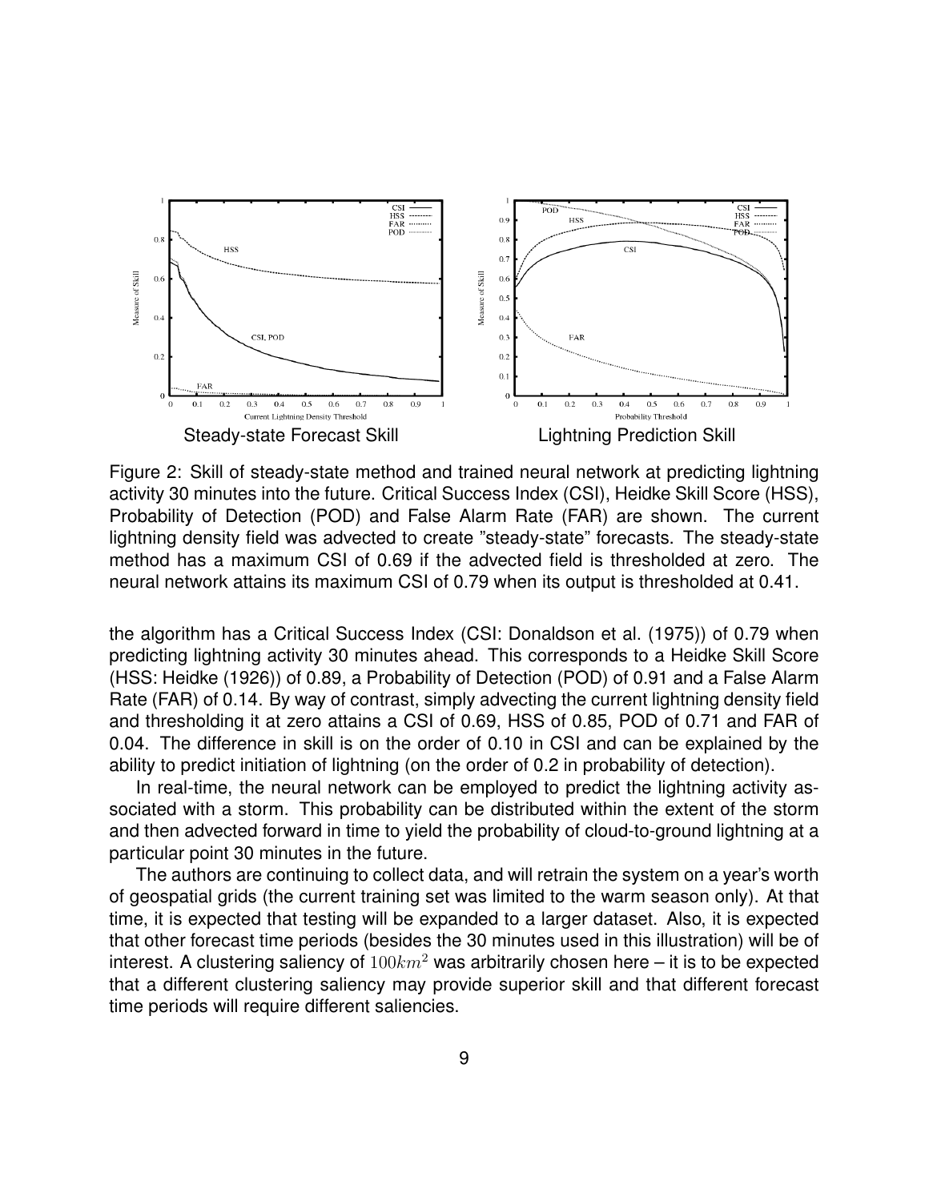Steady-state Forecast Skill

Lightning Prediction Skill

Figure 2: Skill of steady-state method and trained neural network at predicting lightning activity 30 minutes into the future. Critical Success Index (CSI), Heidke Skill Score (HSS), Probability of Detection (POD) and False Alarm Rate (FAR) are shown. The current lightning density field was advected to create "steady-state" forecasts. The steady-state method has a maximum CSI of 0.69 if the advected field is thresholded at zero. The neural network attains its maximum CSI of 0.79 when its output is thresholded at 0.41.

the algorithm has a Critical Success Index (CSI: Donaldson et al. (1975)) of 0.79 when predicting lightning activity 30 minutes ahead. This corresponds to a Heidke Skill Score (HSS: Heidke (1926)) of 0.89, a Probability of Detection (POD) of 0.91 and a False Alarm Rate (FAR) of 0.14. By way of contrast, simply advecting the current lightning density field and thresholding it at zero attains a CSI of 0.69, HSS of 0.85, POD of 0.71 and FAR of 0.04. The difference in skill is on the order of 0.10 in CSI and can be explained by the ability to predict initiation of lightning (on the order of 0.2 in probability of detection).

In real-time, the neural network can be employed to predict the lightning activity associated with a storm. This probability can be distributed within the extent of the storm and then advected forward in time to yield the probability of cloud-to-ground lightning at a particular point 30 minutes in the future.

The authors are continuing to collect data, and will retrain the system on a year's worth of geospatial grids (the current training set was limited to the warm season only). At that time, it is expected that testing will be expanded to a larger dataset. Also, it is expected that other forecast time periods (besides the 30 minutes used in this illustration) will be of interest. A clustering saliency of $100km^2$ was arbitrarily chosen here – it is to be expected that a different clustering saliency may provide superior skill and that different forecast time periods will require different saliencies.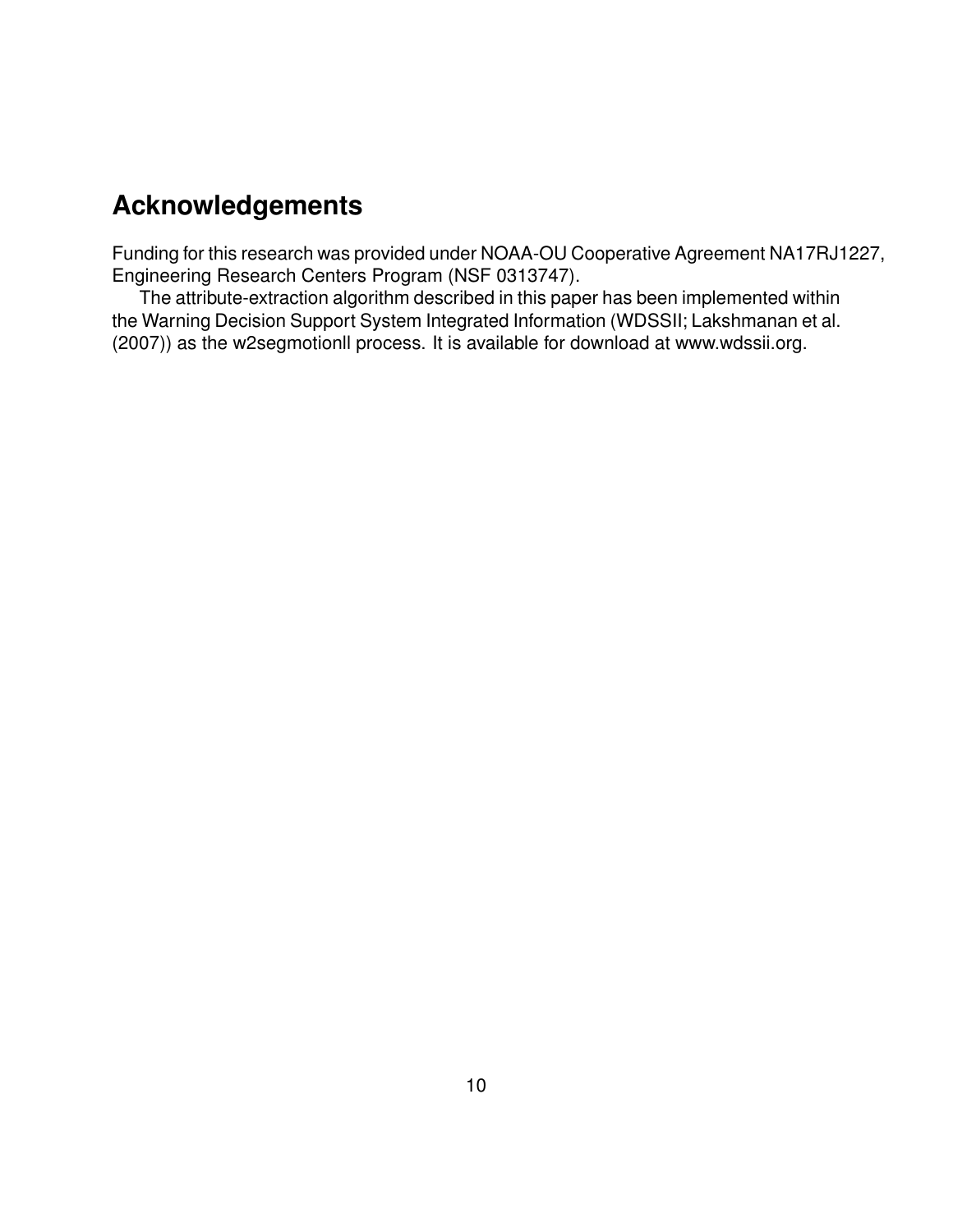## Acknowledgements

Funding for this research was provided under NOAA-OU Cooperative Agreement NA17RJ1227, Engineering Research Centers Program (NSF 0313747).

The attribute-extraction algorithm described in this paper has been implemented within the Warning Decision Support System Integrated Information (WDSSII; Lakshmanan et al. (2007)) as the w2segmotionll process. It is available for download at www.wdssii.org.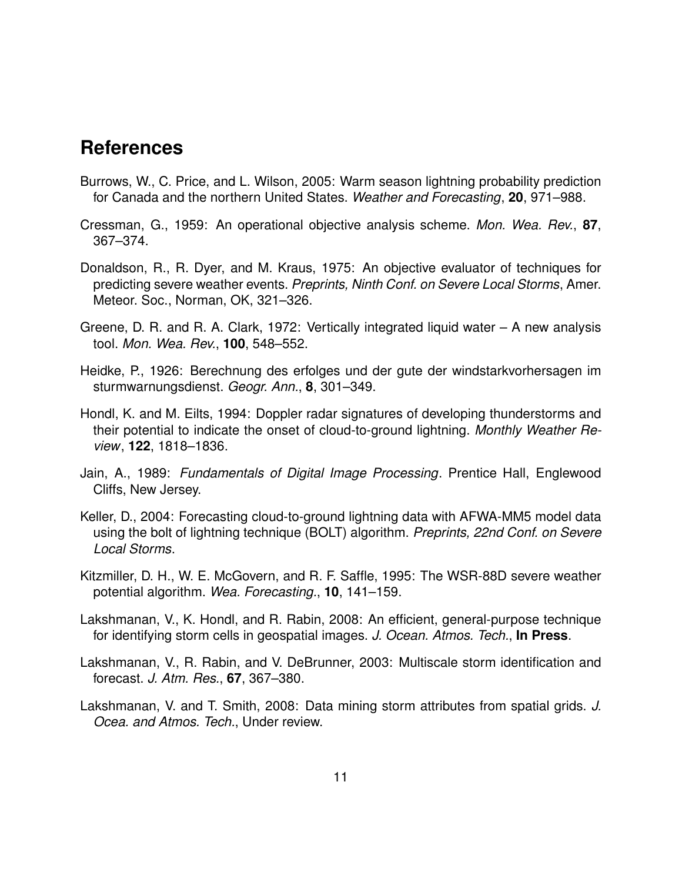## References

Burrows, W., C. Price, and L. Wilson, 2005: Warm season lightning probability prediction for Canada and the northern United States. *Weather and Forecasting*, **20**, 971–988.

Cressman, G., 1959: An operational objective analysis scheme. *Mon. Wea. Rev.*, **87**, 367–374.

Donaldson, R., R. Dyer, and M. Kraus, 1975: An objective evaluator of techniques for predicting severe weather events. *Preprints, Ninth Conf. on Severe Local Storms*, Amer. Meteor. Soc., Norman, OK, 321–326.

Greene, D. R. and R. A. Clark, 1972: Vertically integrated liquid water – A new analysis tool. *Mon. Wea. Rev.*, **100**, 548–552.

Heidke, P., 1926: Berechnung des erfolges und der gute der windstarkvorhersagen im sturmwarnungsdienst. *Geogr. Ann.*, **8**, 301–349.

Hondl, K. and M. Eilts, 1994: Doppler radar signatures of developing thunderstorms and their potential to indicate the onset of cloud-to-ground lightning. *Monthly Weather Review*, **122**, 1818–1836.

Jain, A., 1989: *Fundamentals of Digital Image Processing*. Prentice Hall, Englewood Cliffs, New Jersey.

Keller, D., 2004: Forecasting cloud-to-ground lightning data with AFWA-MM5 model data using the bolt of lightning technique (BOLT) algorithm. *Preprints, 22nd Conf. on Severe Local Storms*.

Kitzmiller, D. H., W. E. McGovern, and R. F. Saffle, 1995: The WSR-88D severe weather potential algorithm. *Wea. Forecasting.*, **10**, 141–159.

Lakshmanan, V., K. Hondl, and R. Rabin, 2008: An efficient, general-purpose technique for identifying storm cells in geospatial images. *J. Ocean. Atmos. Tech.*, **In Press**.

Lakshmanan, V., R. Rabin, and V. DeBrunner, 2003: Multiscale storm identification and forecast. *J. Atm. Res.*, **67**, 367–380.

Lakshmanan, V. and T. Smith, 2008: Data mining storm attributes from spatial grids. *J. Ocea. and Atmos. Tech.*, Under review.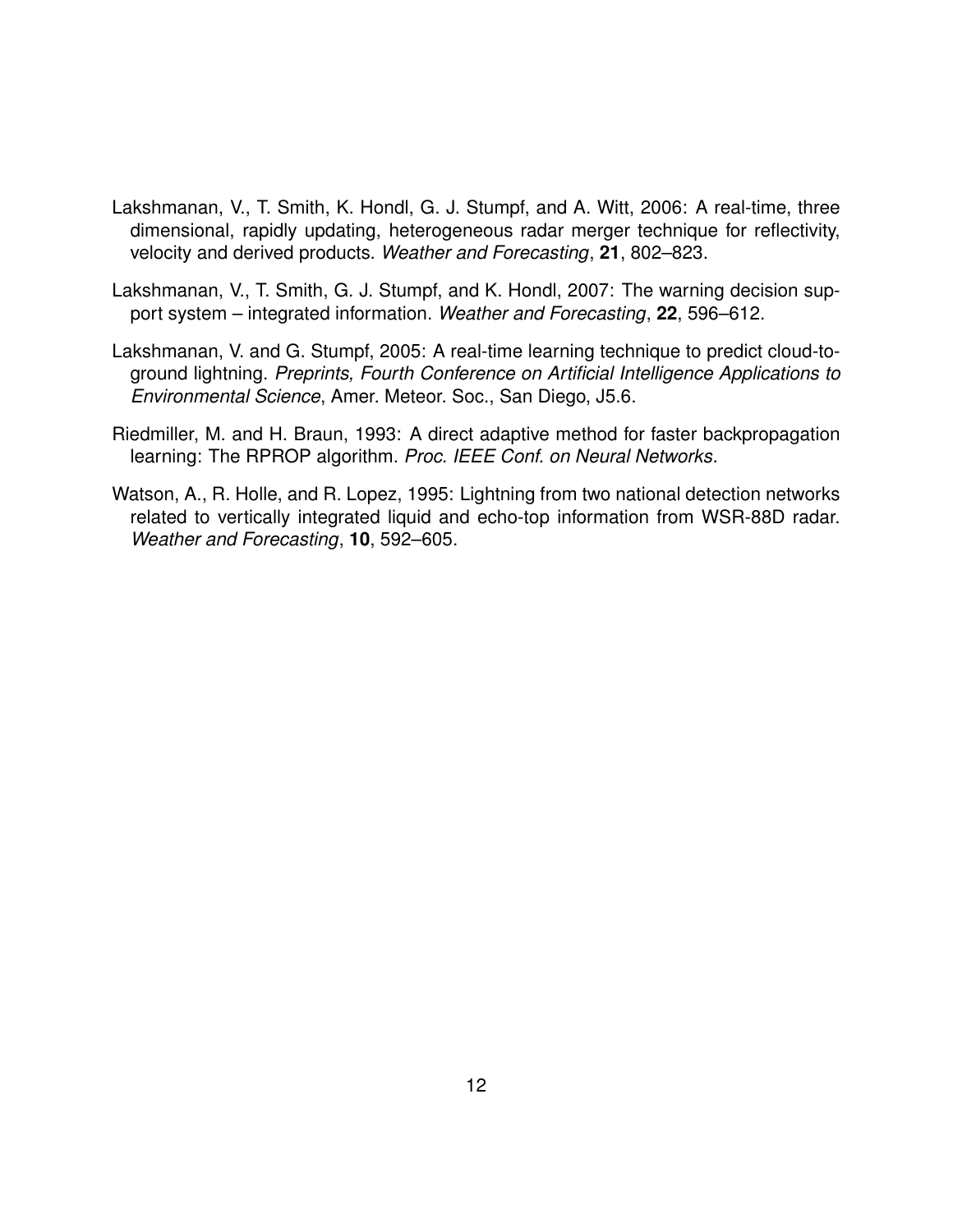Lakshmanan, V., T. Smith, K. Hondl, G. J. Stumpf, and A. Witt, 2006: A real-time, three dimensional, rapidly updating, heterogeneous radar merger technique for reflectivity, velocity and derived products. *Weather and Forecasting*, **21**, 802–823.

Lakshmanan, V., T. Smith, G. J. Stumpf, and K. Hondl, 2007: The warning decision support system – integrated information. *Weather and Forecasting*, **22**, 596–612.

Lakshmanan, V. and G. Stumpf, 2005: A real-time learning technique to predict cloud-to-ground lightning. *Preprints, Fourth Conference on Artificial Intelligence Applications to Environmental Science*, Amer. Meteor. Soc., San Diego, J5.6.

Riedmiller, M. and H. Braun, 1993: A direct adaptive method for faster backpropagation learning: The RPROP algorithm. *Proc. IEEE Conf. on Neural Networks*.

Watson, A., R. Holle, and R. Lopez, 1995: Lightning from two national detection networks related to vertically integrated liquid and echo-top information from WSR-88D radar. *Weather and Forecasting*, **10**, 592–605.